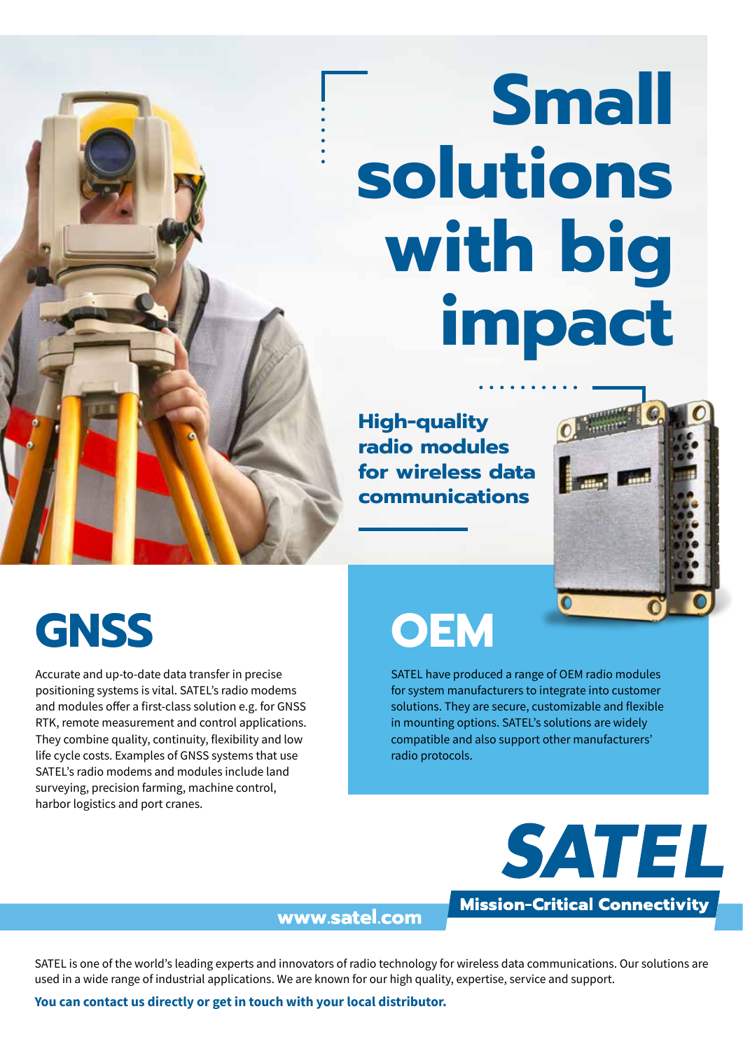# Small solutions with big impact

**High-quality radio modules for wireless data communications**

## GNSS

Accurate and up-to-date data transfer in precise positioning systems is vital. SATEL's radio modems and modules offer a first-class solution e.g. for GNSS RTK, remote measurement and control applications. They combine quality, continuity, flexibility and low life cycle costs. Examples of GNSS systems that use SATEL's radio modems and modules include land surveying, precision farming, machine control, harbor logistics and port cranes.

## OEM

SATEL have produced a range of OEM radio modules for system manufacturers to integrate into customer solutions. They are secure, customizable and flexible in mounting options. SATEL's solutions are widely compatible and also support other manufacturers' radio protocols.

**SATEL**

**Mission-Critical Connectivity**

**www.satel.com**

SATEL is one of the world's leading experts and innovators of radio technology for wireless data communications. Our solutions are used in a wide range of industrial applications. We are known for our high quality, expertise, service and support.

**You can contact us directly or get in touch with your local distributor.**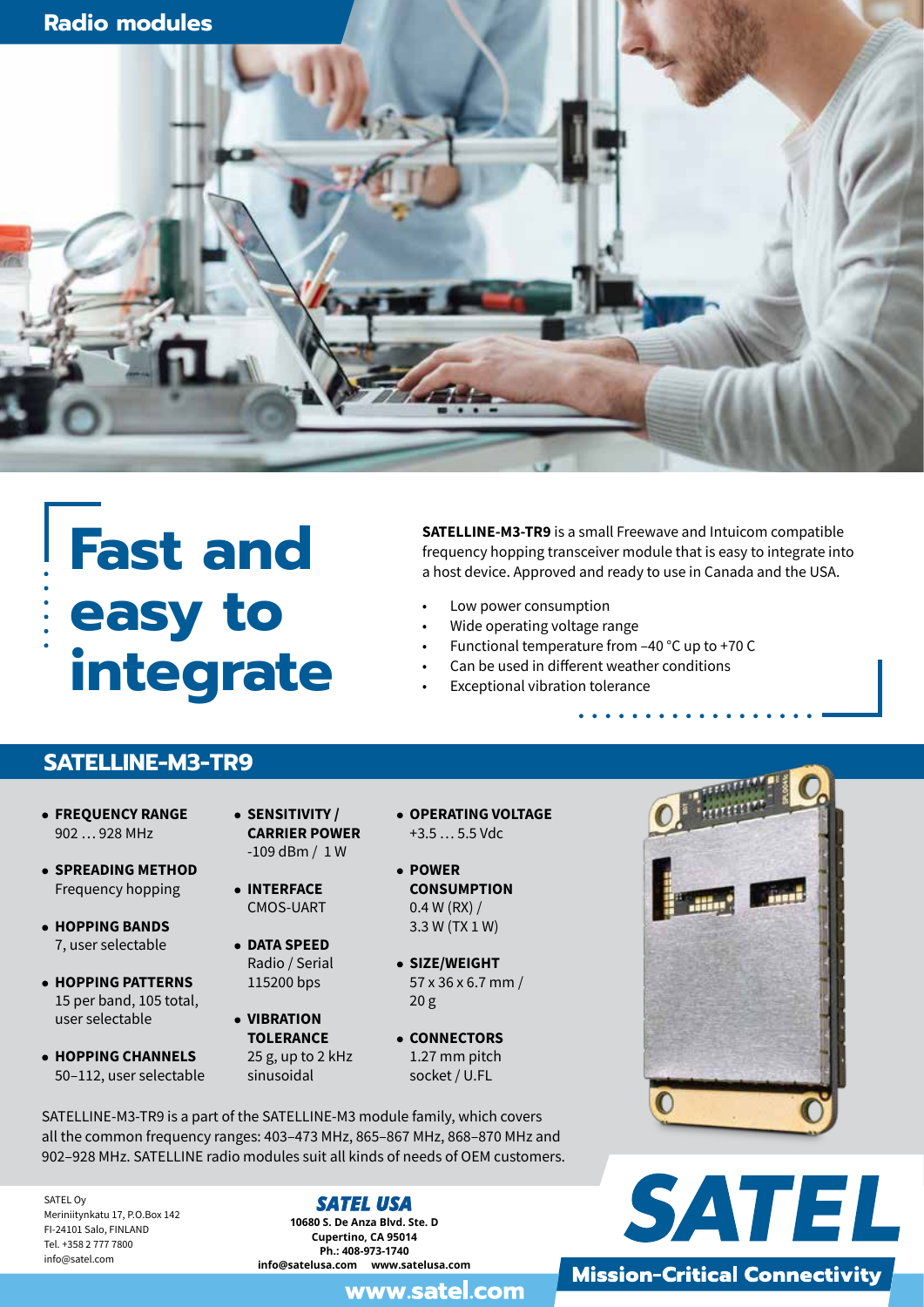## Radio modules

# Fast and easy to integrate

**SATELLINE-M3-TR9** is a small Freewave and Intuicom compatible frequency hopping transceiver module that is easy to integrate into a host device. Approved and ready to use in Canada and the USA.

- Low power consumption
- Wide operating voltage range
- Functional temperature from –40 °C up to +70 C
- Can be used in different weather conditions
- Exceptional vibration tolerance

## SATELLINE-M3-TR9

- **FREQUENCY RANGE**
  902 … 928 MHz
- **SPREADING METHOD**
  Frequency hopping
- **HOPPING BANDS**
  7, user selectable
- **HOPPING PATTERNS**
  15 per band, 105 total, user selectable
- **HOPPING CHANNELS**
  50–112, user selectable
- **SENSITIVITY / CARRIER POWER**
  -109 dBm / 1 W
- **INTERFACE**
  CMOS-UART
- **DATA SPEED**
  Radio / Serial
  115200 bps
- **VIBRATION TOLERANCE**
  25 g, up to 2 kHz sinusoidal
- **OPERATING VOLTAGE**
  +3.5 … 5.5 Vdc
- **POWER CONSUMPTION**
  0.4 W (RX) /
  3.3 W (TX 1 W)
- **SIZE/WEIGHT**
  57 x 36 x 6.7 mm /
  20 g
- **CONNECTORS**
  1.27 mm pitch socket / U.FL

SATELLINE-M3-TR9 is a part of the SATELLINE-M3 module family, which covers all the common frequency ranges: 403–473 MHz, 865–867 MHz, 868–870 MHz and 902–928 MHz. SATELLINE radio modules suit all kinds of needs of OEM customers.

SATEL Oy
Meriniitynkatu 17, P.O.Box 142
FI-24101 Salo, FINLAND
Tel. +358 2 777 7800
info@satel.com

**SATEL USA**
**10680 S. De Anza Blvd. Ste. D**
**Cupertino, CA 95014**
**Ph.: 408-973-1740**
**info@satelusa.com www.satelusa.com**

**www.satel.com**

**SATEL**
**Mission-Critical Connectivity**